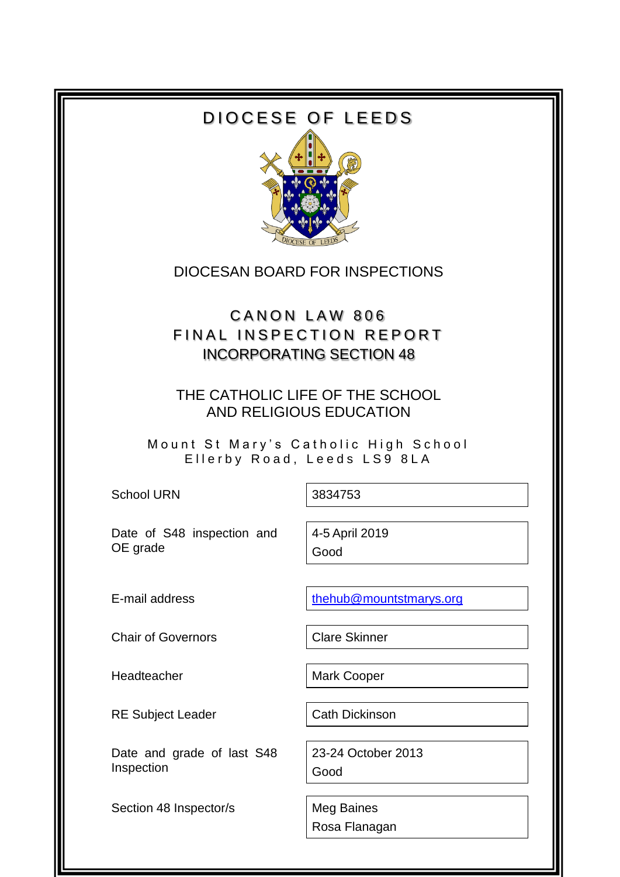# DIOCESE OF LEEDS

DIOCESAN BOARD FOR INSPECTIONS

## CANON LAW 806
## FINAL INSPECTION REPORT
## INCORPORATING SECTION 48

### THE CATHOLIC LIFE OF THE SCHOOL AND RELIGIOUS EDUCATION

Mount St Mary's Catholic High School
Ellerby Road, Leeds LS9 8LA

| | |
|---|---|
| School URN | 3834753 |
| Date of S48 inspection and OE grade | 4-5 April 2019<br>Good |
| E-mail address | thehub@mountstmarys.org |
| Chair of Governors | Clare Skinner |
| Headteacher | Mark Cooper |
| RE Subject Leader | Cath Dickinson |
| Date and grade of last S48 Inspection | 23-24 October 2013<br>Good |
| Section 48 Inspector/s | Meg Baines<br>Rosa Flanagan |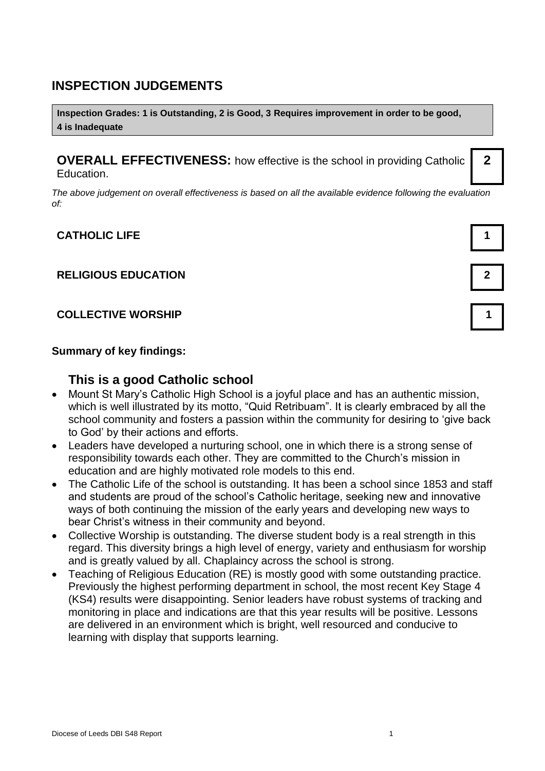## INSPECTION JUDGEMENTS

**Inspection Grades: 1 is Outstanding, 2 is Good, 3 Requires improvement in order to be good, 4 is Inadequate**

**OVERALL EFFECTIVENESS:** how effective is the school in providing Catholic Education. **2**

*The above judgement on overall effectiveness is based on all the available evidence following the evaluation of:*

| | |
|---|---|
| **CATHOLIC LIFE** | **1** |
| **RELIGIOUS EDUCATION** | **2** |
| **COLLECTIVE WORSHIP** | **1** |

**Summary of key findings:**

### This is a good Catholic school

- Mount St Mary's Catholic High School is a joyful place and has an authentic mission, which is well illustrated by its motto, "Quid Retribuam". It is clearly embraced by all the school community and fosters a passion within the community for desiring to 'give back to God' by their actions and efforts.
- Leaders have developed a nurturing school, one in which there is a strong sense of responsibility towards each other. They are committed to the Church's mission in education and are highly motivated role models to this end.
- The Catholic Life of the school is outstanding. It has been a school since 1853 and staff and students are proud of the school's Catholic heritage, seeking new and innovative ways of both continuing the mission of the early years and developing new ways to bear Christ's witness in their community and beyond.
- Collective Worship is outstanding. The diverse student body is a real strength in this regard. This diversity brings a high level of energy, variety and enthusiasm for worship and is greatly valued by all. Chaplaincy across the school is strong.
- Teaching of Religious Education (RE) is mostly good with some outstanding practice. Previously the highest performing department in school, the most recent Key Stage 4 (KS4) results were disappointing. Senior leaders have robust systems of tracking and monitoring in place and indications are that this year results will be positive. Lessons are delivered in an environment which is bright, well resourced and conducive to learning with display that supports learning.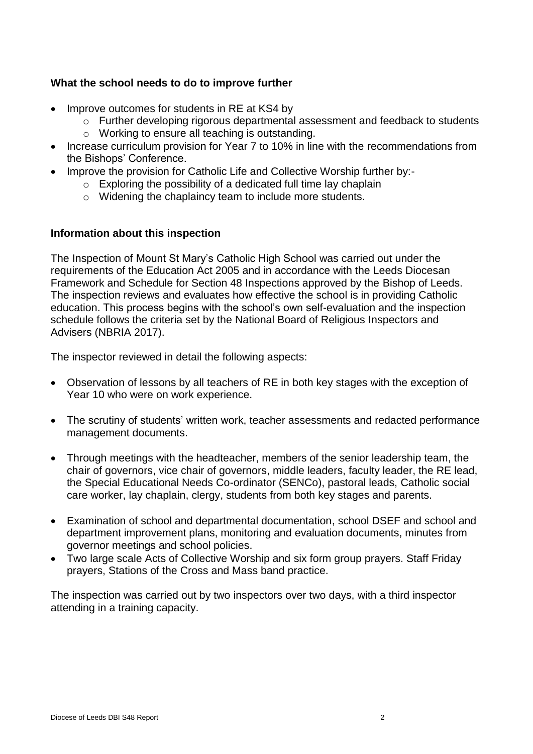**What the school needs to do to improve further**

- Improve outcomes for students in RE at KS4 by
  - Further developing rigorous departmental assessment and feedback to students
  - Working to ensure all teaching is outstanding.
- Increase curriculum provision for Year 7 to 10% in line with the recommendations from the Bishops' Conference.
- Improve the provision for Catholic Life and Collective Worship further by:-
  - Exploring the possibility of a dedicated full time lay chaplain
  - Widening the chaplaincy team to include more students.

**Information about this inspection**

The Inspection of Mount St Mary's Catholic High School was carried out under the requirements of the Education Act 2005 and in accordance with the Leeds Diocesan Framework and Schedule for Section 48 Inspections approved by the Bishop of Leeds. The inspection reviews and evaluates how effective the school is in providing Catholic education. This process begins with the school's own self-evaluation and the inspection schedule follows the criteria set by the National Board of Religious Inspectors and Advisers (NBRIA 2017).

The inspector reviewed in detail the following aspects:

- Observation of lessons by all teachers of RE in both key stages with the exception of Year 10 who were on work experience.

- The scrutiny of students' written work, teacher assessments and redacted performance management documents.

- Through meetings with the headteacher, members of the senior leadership team, the chair of governors, vice chair of governors, middle leaders, faculty leader, the RE lead, the Special Educational Needs Co-ordinator (SENCo), pastoral leads, Catholic social care worker, lay chaplain, clergy, students from both key stages and parents.

- Examination of school and departmental documentation, school DSEF and school and department improvement plans, monitoring and evaluation documents, minutes from governor meetings and school policies.
- Two large scale Acts of Collective Worship and six form group prayers. Staff Friday prayers, Stations of the Cross and Mass band practice.

The inspection was carried out by two inspectors over two days, with a third inspector attending in a training capacity.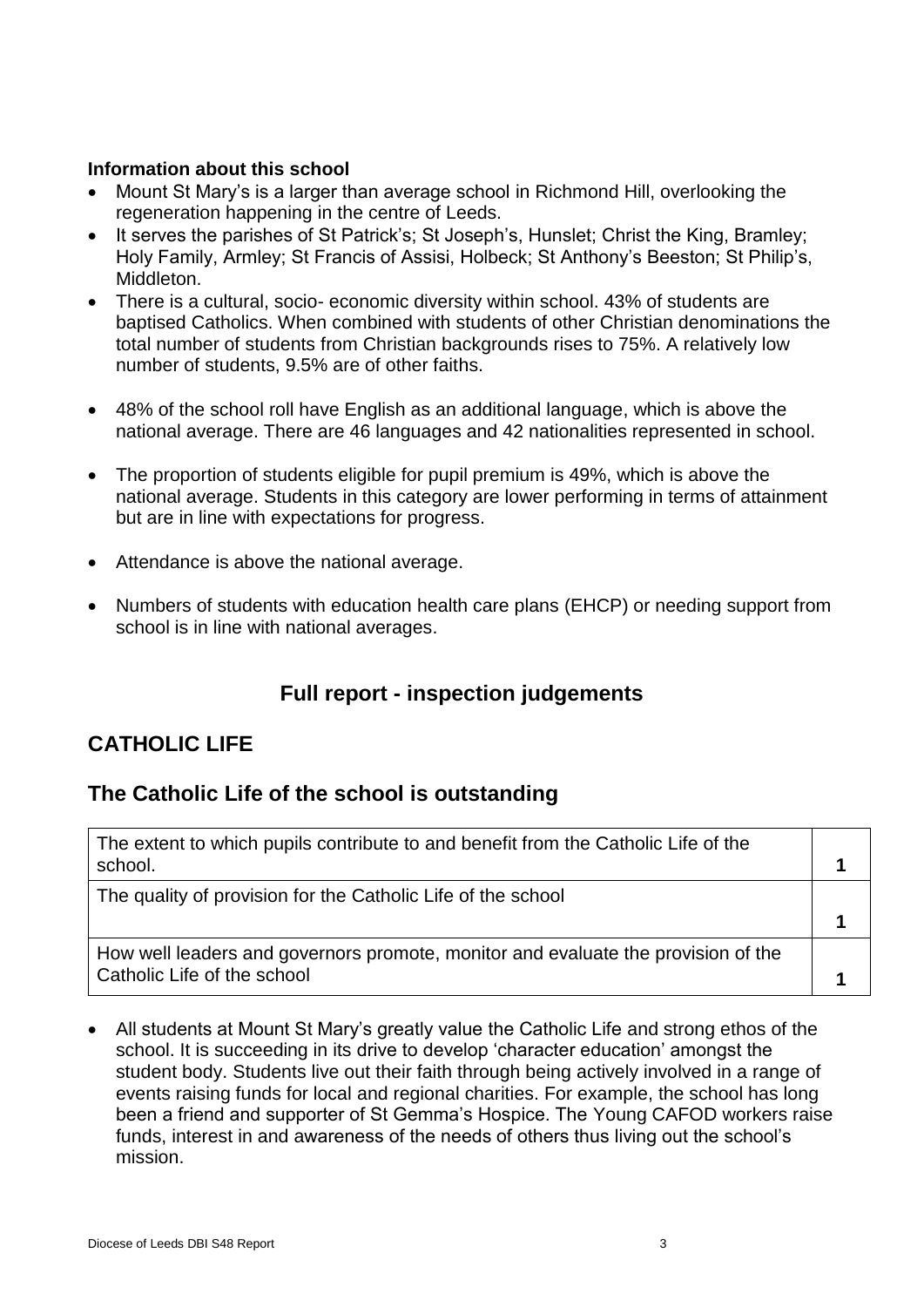**Information about this school**

- Mount St Mary's is a larger than average school in Richmond Hill, overlooking the regeneration happening in the centre of Leeds.
- It serves the parishes of St Patrick's; St Joseph's, Hunslet; Christ the King, Bramley; Holy Family, Armley; St Francis of Assisi, Holbeck; St Anthony's Beeston; St Philip's, Middleton.
- There is a cultural, socio- economic diversity within school. 43% of students are baptised Catholics. When combined with students of other Christian denominations the total number of students from Christian backgrounds rises to 75%. A relatively low number of students, 9.5% are of other faiths.
- 48% of the school roll have English as an additional language, which is above the national average. There are 46 languages and 42 nationalities represented in school.
- The proportion of students eligible for pupil premium is 49%, which is above the national average. Students in this category are lower performing in terms of attainment but are in line with expectations for progress.
- Attendance is above the national average.
- Numbers of students with education health care plans (EHCP) or needing support from school is in line with national averages.

## Full report - inspection judgements

## CATHOLIC LIFE

## The Catholic Life of the school is outstanding

| | |
|---|---|
| The extent to which pupils contribute to and benefit from the Catholic Life of the school. | 1 |
| The quality of provision for the Catholic Life of the school | 1 |
| How well leaders and governors promote, monitor and evaluate the provision of the Catholic Life of the school | 1 |

- All students at Mount St Mary's greatly value the Catholic Life and strong ethos of the school. It is succeeding in its drive to develop 'character education' amongst the student body. Students live out their faith through being actively involved in a range of events raising funds for local and regional charities. For example, the school has long been a friend and supporter of St Gemma's Hospice. The Young CAFOD workers raise funds, interest in and awareness of the needs of others thus living out the school's mission.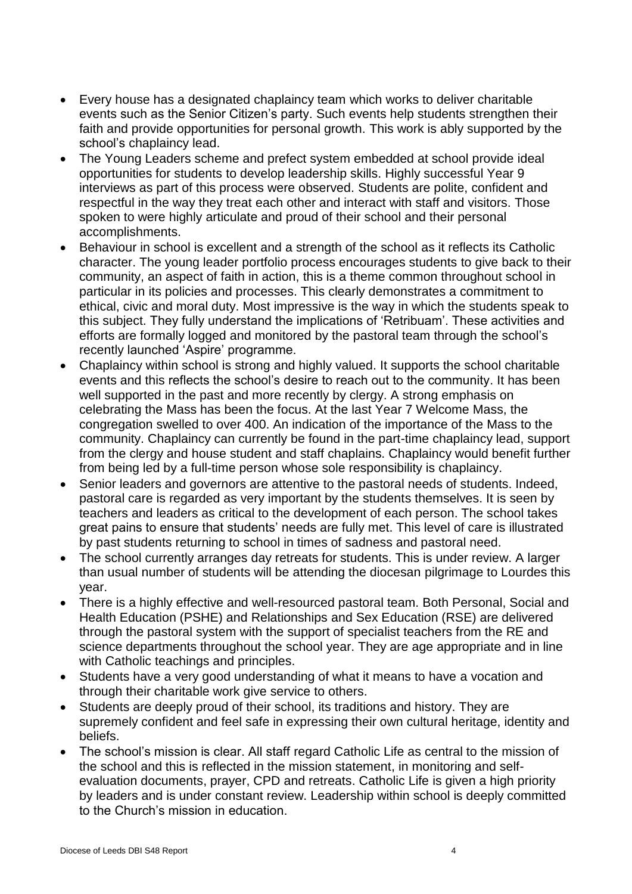- Every house has a designated chaplaincy team which works to deliver charitable events such as the Senior Citizen's party. Such events help students strengthen their faith and provide opportunities for personal growth. This work is ably supported by the school's chaplaincy lead.
- The Young Leaders scheme and prefect system embedded at school provide ideal opportunities for students to develop leadership skills. Highly successful Year 9 interviews as part of this process were observed. Students are polite, confident and respectful in the way they treat each other and interact with staff and visitors. Those spoken to were highly articulate and proud of their school and their personal accomplishments.
- Behaviour in school is excellent and a strength of the school as it reflects its Catholic character. The young leader portfolio process encourages students to give back to their community, an aspect of faith in action, this is a theme common throughout school in particular in its policies and processes. This clearly demonstrates a commitment to ethical, civic and moral duty. Most impressive is the way in which the students speak to this subject. They fully understand the implications of 'Retribuam'. These activities and efforts are formally logged and monitored by the pastoral team through the school's recently launched 'Aspire' programme.
- Chaplaincy within school is strong and highly valued. It supports the school charitable events and this reflects the school's desire to reach out to the community. It has been well supported in the past and more recently by clergy. A strong emphasis on celebrating the Mass has been the focus. At the last Year 7 Welcome Mass, the congregation swelled to over 400. An indication of the importance of the Mass to the community. Chaplaincy can currently be found in the part-time chaplaincy lead, support from the clergy and house student and staff chaplains. Chaplaincy would benefit further from being led by a full-time person whose sole responsibility is chaplaincy.
- Senior leaders and governors are attentive to the pastoral needs of students. Indeed, pastoral care is regarded as very important by the students themselves. It is seen by teachers and leaders as critical to the development of each person. The school takes great pains to ensure that students' needs are fully met. This level of care is illustrated by past students returning to school in times of sadness and pastoral need.
- The school currently arranges day retreats for students. This is under review. A larger than usual number of students will be attending the diocesan pilgrimage to Lourdes this year.
- There is a highly effective and well-resourced pastoral team. Both Personal, Social and Health Education (PSHE) and Relationships and Sex Education (RSE) are delivered through the pastoral system with the support of specialist teachers from the RE and science departments throughout the school year. They are age appropriate and in line with Catholic teachings and principles.
- Students have a very good understanding of what it means to have a vocation and through their charitable work give service to others.
- Students are deeply proud of their school, its traditions and history. They are supremely confident and feel safe in expressing their own cultural heritage, identity and beliefs.
- The school's mission is clear. All staff regard Catholic Life as central to the mission of the school and this is reflected in the mission statement, in monitoring and self-evaluation documents, prayer, CPD and retreats. Catholic Life is given a high priority by leaders and is under constant review. Leadership within school is deeply committed to the Church's mission in education.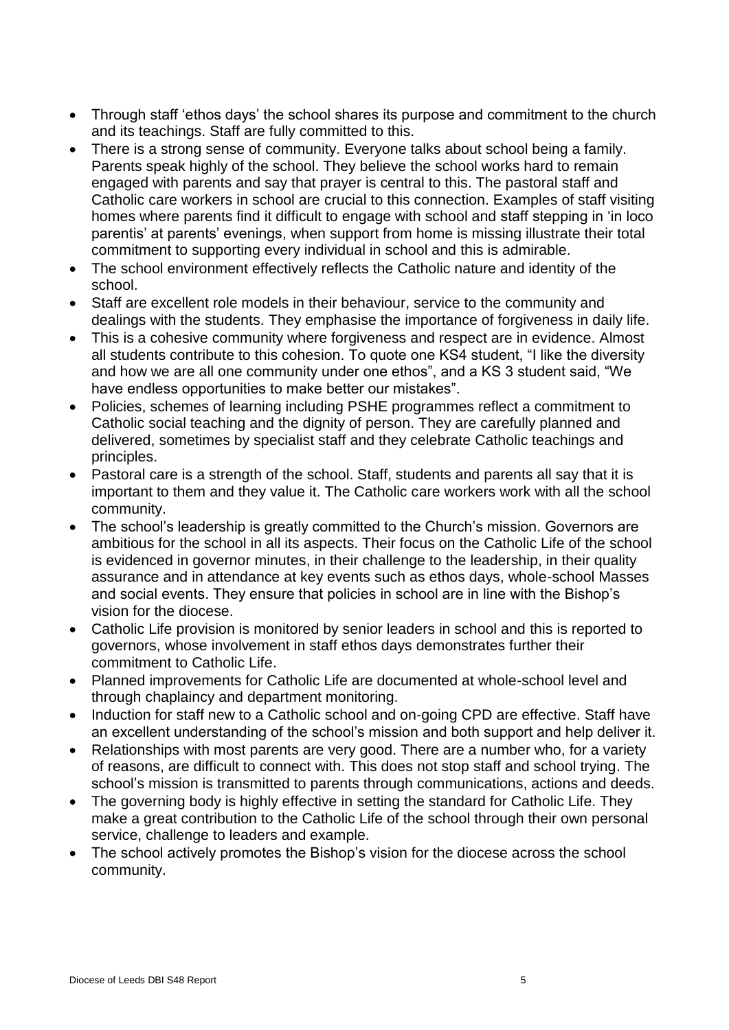- Through staff 'ethos days' the school shares its purpose and commitment to the church and its teachings. Staff are fully committed to this.
- There is a strong sense of community. Everyone talks about school being a family. Parents speak highly of the school. They believe the school works hard to remain engaged with parents and say that prayer is central to this. The pastoral staff and Catholic care workers in school are crucial to this connection. Examples of staff visiting homes where parents find it difficult to engage with school and staff stepping in 'in loco parentis' at parents' evenings, when support from home is missing illustrate their total commitment to supporting every individual in school and this is admirable.
- The school environment effectively reflects the Catholic nature and identity of the school.
- Staff are excellent role models in their behaviour, service to the community and dealings with the students. They emphasise the importance of forgiveness in daily life.
- This is a cohesive community where forgiveness and respect are in evidence. Almost all students contribute to this cohesion. To quote one KS4 student, "I like the diversity and how we are all one community under one ethos", and a KS 3 student said, "We have endless opportunities to make better our mistakes".
- Policies, schemes of learning including PSHE programmes reflect a commitment to Catholic social teaching and the dignity of person. They are carefully planned and delivered, sometimes by specialist staff and they celebrate Catholic teachings and principles.
- Pastoral care is a strength of the school. Staff, students and parents all say that it is important to them and they value it. The Catholic care workers work with all the school community.
- The school's leadership is greatly committed to the Church's mission. Governors are ambitious for the school in all its aspects. Their focus on the Catholic Life of the school is evidenced in governor minutes, in their challenge to the leadership, in their quality assurance and in attendance at key events such as ethos days, whole-school Masses and social events. They ensure that policies in school are in line with the Bishop's vision for the diocese.
- Catholic Life provision is monitored by senior leaders in school and this is reported to governors, whose involvement in staff ethos days demonstrates further their commitment to Catholic Life.
- Planned improvements for Catholic Life are documented at whole-school level and through chaplaincy and department monitoring.
- Induction for staff new to a Catholic school and on-going CPD are effective. Staff have an excellent understanding of the school's mission and both support and help deliver it.
- Relationships with most parents are very good. There are a number who, for a variety of reasons, are difficult to connect with. This does not stop staff and school trying. The school's mission is transmitted to parents through communications, actions and deeds.
- The governing body is highly effective in setting the standard for Catholic Life. They make a great contribution to the Catholic Life of the school through their own personal service, challenge to leaders and example.
- The school actively promotes the Bishop's vision for the diocese across the school community.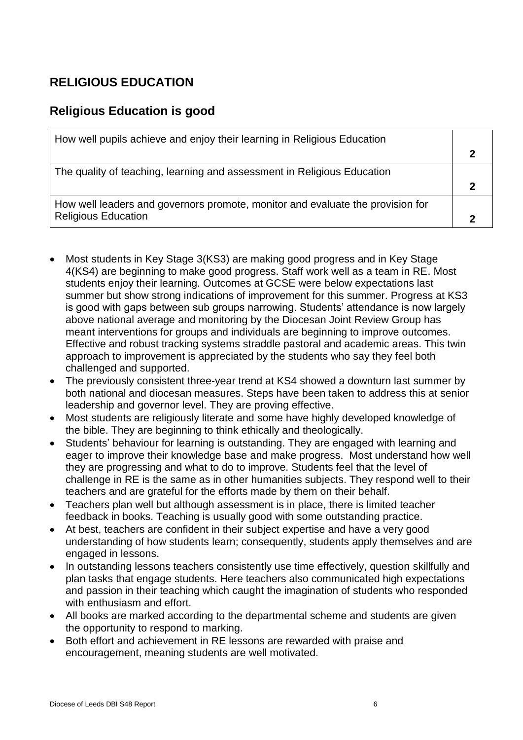## RELIGIOUS EDUCATION

## Religious Education is good

| | |
|---|---|
| How well pupils achieve and enjoy their learning in Religious Education | 2 |
| The quality of teaching, learning and assessment in Religious Education | 2 |
| How well leaders and governors promote, monitor and evaluate the provision for Religious Education | 2 |

- Most students in Key Stage 3(KS3) are making good progress and in Key Stage 4(KS4) are beginning to make good progress. Staff work well as a team in RE. Most students enjoy their learning. Outcomes at GCSE were below expectations last summer but show strong indications of improvement for this summer. Progress at KS3 is good with gaps between sub groups narrowing. Students' attendance is now largely above national average and monitoring by the Diocesan Joint Review Group has meant interventions for groups and individuals are beginning to improve outcomes. Effective and robust tracking systems straddle pastoral and academic areas. This twin approach to improvement is appreciated by the students who say they feel both challenged and supported.
- The previously consistent three-year trend at KS4 showed a downturn last summer by both national and diocesan measures. Steps have been taken to address this at senior leadership and governor level. They are proving effective.
- Most students are religiously literate and some have highly developed knowledge of the bible. They are beginning to think ethically and theologically.
- Students' behaviour for learning is outstanding. They are engaged with learning and eager to improve their knowledge base and make progress. Most understand how well they are progressing and what to do to improve. Students feel that the level of challenge in RE is the same as in other humanities subjects. They respond well to their teachers and are grateful for the efforts made by them on their behalf.
- Teachers plan well but although assessment is in place, there is limited teacher feedback in books. Teaching is usually good with some outstanding practice.
- At best, teachers are confident in their subject expertise and have a very good understanding of how students learn; consequently, students apply themselves and are engaged in lessons.
- In outstanding lessons teachers consistently use time effectively, question skillfully and plan tasks that engage students. Here teachers also communicated high expectations and passion in their teaching which caught the imagination of students who responded with enthusiasm and effort.
- All books are marked according to the departmental scheme and students are given the opportunity to respond to marking.
- Both effort and achievement in RE lessons are rewarded with praise and encouragement, meaning students are well motivated.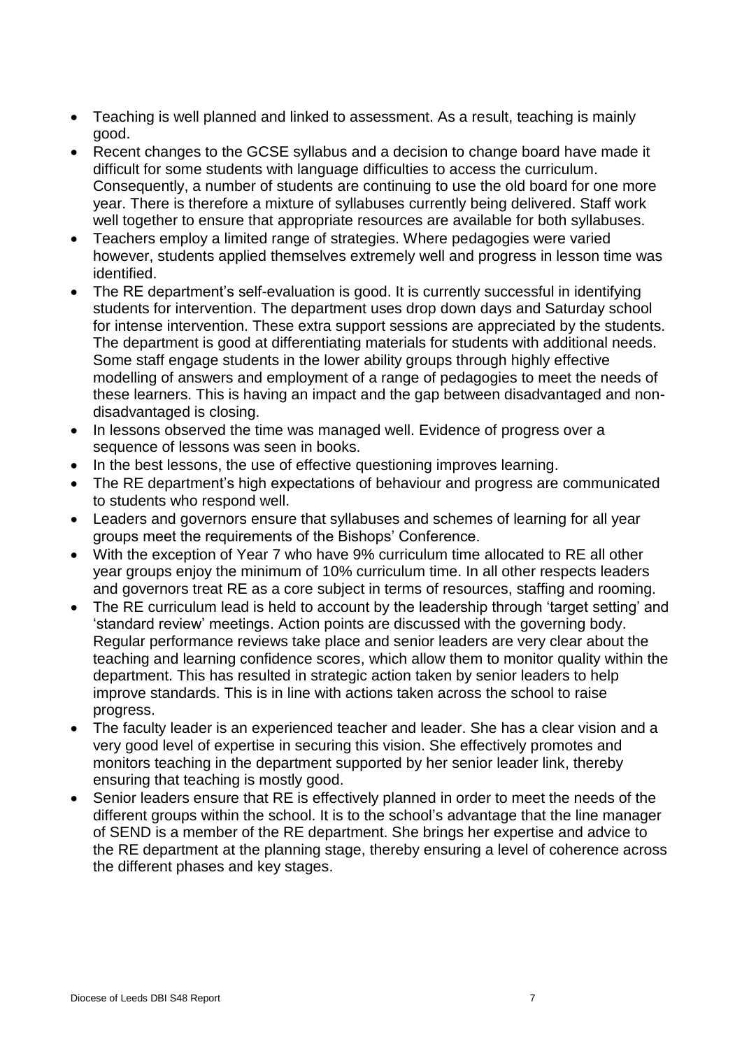- Teaching is well planned and linked to assessment. As a result, teaching is mainly good.
- Recent changes to the GCSE syllabus and a decision to change board have made it difficult for some students with language difficulties to access the curriculum. Consequently, a number of students are continuing to use the old board for one more year. There is therefore a mixture of syllabuses currently being delivered. Staff work well together to ensure that appropriate resources are available for both syllabuses.
- Teachers employ a limited range of strategies. Where pedagogies were varied however, students applied themselves extremely well and progress in lesson time was identified.
- The RE department's self-evaluation is good. It is currently successful in identifying students for intervention. The department uses drop down days and Saturday school for intense intervention. These extra support sessions are appreciated by the students. The department is good at differentiating materials for students with additional needs. Some staff engage students in the lower ability groups through highly effective modelling of answers and employment of a range of pedagogies to meet the needs of these learners. This is having an impact and the gap between disadvantaged and non-disadvantaged is closing.
- In lessons observed the time was managed well. Evidence of progress over a sequence of lessons was seen in books.
- In the best lessons, the use of effective questioning improves learning.
- The RE department's high expectations of behaviour and progress are communicated to students who respond well.
- Leaders and governors ensure that syllabuses and schemes of learning for all year groups meet the requirements of the Bishops' Conference.
- With the exception of Year 7 who have 9% curriculum time allocated to RE all other year groups enjoy the minimum of 10% curriculum time. In all other respects leaders and governors treat RE as a core subject in terms of resources, staffing and rooming.
- The RE curriculum lead is held to account by the leadership through 'target setting' and 'standard review' meetings. Action points are discussed with the governing body. Regular performance reviews take place and senior leaders are very clear about the teaching and learning confidence scores, which allow them to monitor quality within the department. This has resulted in strategic action taken by senior leaders to help improve standards. This is in line with actions taken across the school to raise progress.
- The faculty leader is an experienced teacher and leader. She has a clear vision and a very good level of expertise in securing this vision. She effectively promotes and monitors teaching in the department supported by her senior leader link, thereby ensuring that teaching is mostly good.
- Senior leaders ensure that RE is effectively planned in order to meet the needs of the different groups within the school. It is to the school's advantage that the line manager of SEND is a member of the RE department. She brings her expertise and advice to the RE department at the planning stage, thereby ensuring a level of coherence across the different phases and key stages.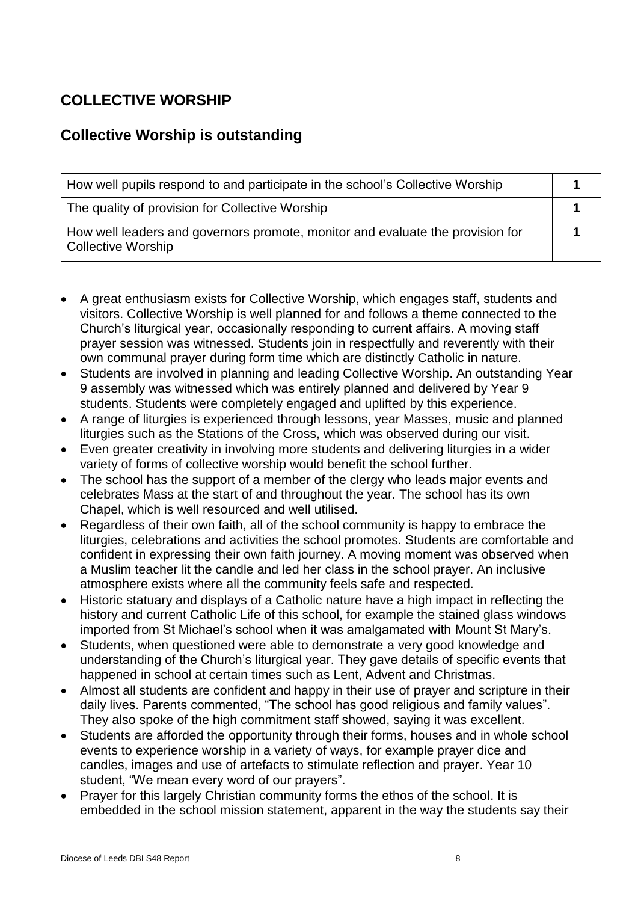## COLLECTIVE WORSHIP

## Collective Worship is outstanding

| | |
|---|---|
| How well pupils respond to and participate in the school's Collective Worship | **1** |
| The quality of provision for Collective Worship | **1** |
| How well leaders and governors promote, monitor and evaluate the provision for Collective Worship | **1** |

- A great enthusiasm exists for Collective Worship, which engages staff, students and visitors. Collective Worship is well planned for and follows a theme connected to the Church's liturgical year, occasionally responding to current affairs. A moving staff prayer session was witnessed. Students join in respectfully and reverently with their own communal prayer during form time which are distinctly Catholic in nature.
- Students are involved in planning and leading Collective Worship. An outstanding Year 9 assembly was witnessed which was entirely planned and delivered by Year 9 students. Students were completely engaged and uplifted by this experience.
- A range of liturgies is experienced through lessons, year Masses, music and planned liturgies such as the Stations of the Cross, which was observed during our visit.
- Even greater creativity in involving more students and delivering liturgies in a wider variety of forms of collective worship would benefit the school further.
- The school has the support of a member of the clergy who leads major events and celebrates Mass at the start of and throughout the year. The school has its own Chapel, which is well resourced and well utilised.
- Regardless of their own faith, all of the school community is happy to embrace the liturgies, celebrations and activities the school promotes. Students are comfortable and confident in expressing their own faith journey. A moving moment was observed when a Muslim teacher lit the candle and led her class in the school prayer. An inclusive atmosphere exists where all the community feels safe and respected.
- Historic statuary and displays of a Catholic nature have a high impact in reflecting the history and current Catholic Life of this school, for example the stained glass windows imported from St Michael's school when it was amalgamated with Mount St Mary's.
- Students, when questioned were able to demonstrate a very good knowledge and understanding of the Church's liturgical year. They gave details of specific events that happened in school at certain times such as Lent, Advent and Christmas.
- Almost all students are confident and happy in their use of prayer and scripture in their daily lives. Parents commented, "The school has good religious and family values". They also spoke of the high commitment staff showed, saying it was excellent.
- Students are afforded the opportunity through their forms, houses and in whole school events to experience worship in a variety of ways, for example prayer dice and candles, images and use of artefacts to stimulate reflection and prayer. Year 10 student, "We mean every word of our prayers".
- Prayer for this largely Christian community forms the ethos of the school. It is embedded in the school mission statement, apparent in the way the students say their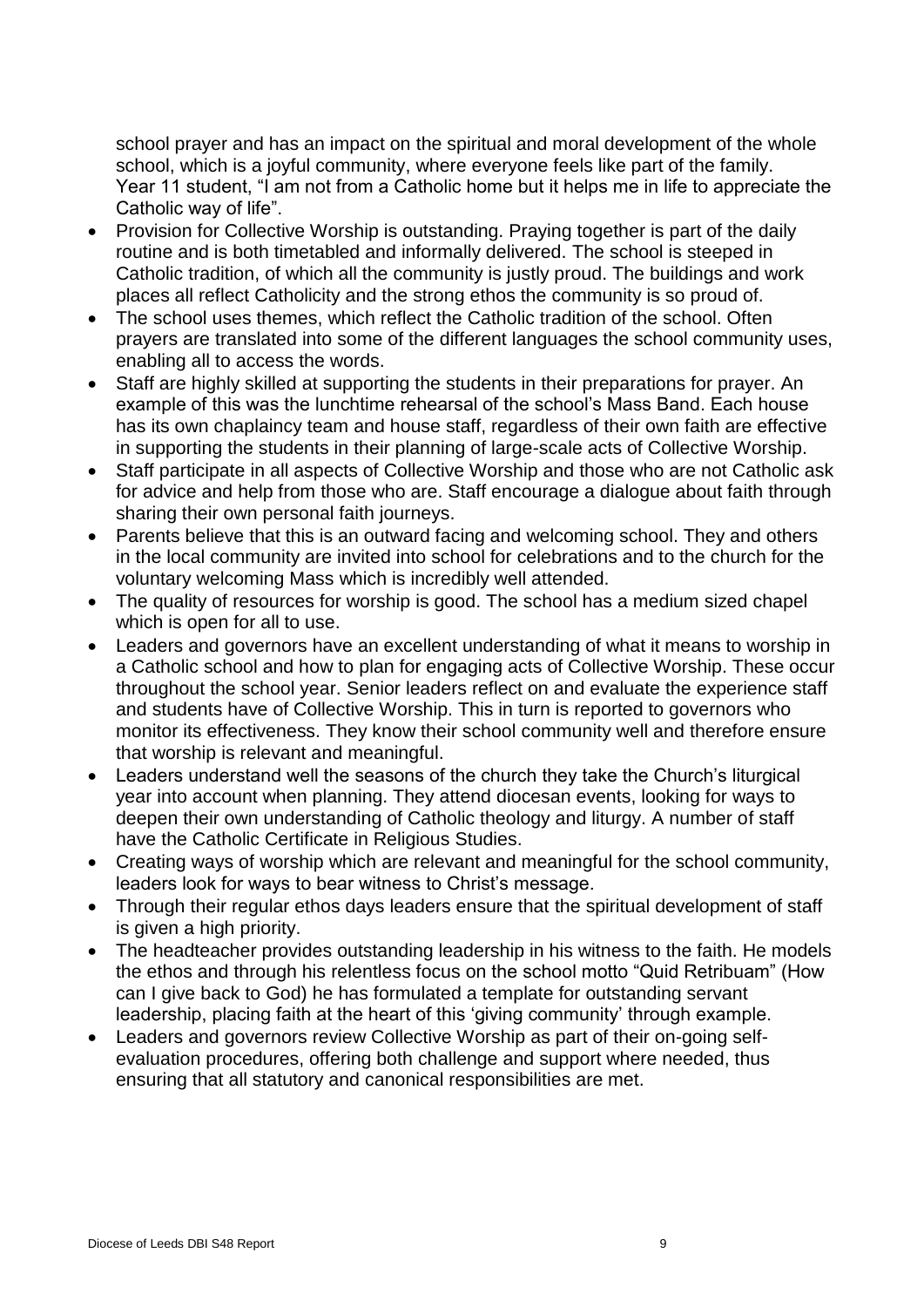school prayer and has an impact on the spiritual and moral development of the whole school, which is a joyful community, where everyone feels like part of the family. Year 11 student, "I am not from a Catholic home but it helps me in life to appreciate the Catholic way of life".

- Provision for Collective Worship is outstanding. Praying together is part of the daily routine and is both timetabled and informally delivered. The school is steeped in Catholic tradition, of which all the community is justly proud. The buildings and work places all reflect Catholicity and the strong ethos the community is so proud of.
- The school uses themes, which reflect the Catholic tradition of the school. Often prayers are translated into some of the different languages the school community uses, enabling all to access the words.
- Staff are highly skilled at supporting the students in their preparations for prayer. An example of this was the lunchtime rehearsal of the school's Mass Band. Each house has its own chaplaincy team and house staff, regardless of their own faith are effective in supporting the students in their planning of large-scale acts of Collective Worship.
- Staff participate in all aspects of Collective Worship and those who are not Catholic ask for advice and help from those who are. Staff encourage a dialogue about faith through sharing their own personal faith journeys.
- Parents believe that this is an outward facing and welcoming school. They and others in the local community are invited into school for celebrations and to the church for the voluntary welcoming Mass which is incredibly well attended.
- The quality of resources for worship is good. The school has a medium sized chapel which is open for all to use.
- Leaders and governors have an excellent understanding of what it means to worship in a Catholic school and how to plan for engaging acts of Collective Worship. These occur throughout the school year. Senior leaders reflect on and evaluate the experience staff and students have of Collective Worship. This in turn is reported to governors who monitor its effectiveness. They know their school community well and therefore ensure that worship is relevant and meaningful.
- Leaders understand well the seasons of the church they take the Church's liturgical year into account when planning. They attend diocesan events, looking for ways to deepen their own understanding of Catholic theology and liturgy. A number of staff have the Catholic Certificate in Religious Studies.
- Creating ways of worship which are relevant and meaningful for the school community, leaders look for ways to bear witness to Christ's message.
- Through their regular ethos days leaders ensure that the spiritual development of staff is given a high priority.
- The headteacher provides outstanding leadership in his witness to the faith. He models the ethos and through his relentless focus on the school motto "Quid Retribuam" (How can I give back to God) he has formulated a template for outstanding servant leadership, placing faith at the heart of this 'giving community' through example.
- Leaders and governors review Collective Worship as part of their on-going self-evaluation procedures, offering both challenge and support where needed, thus ensuring that all statutory and canonical responsibilities are met.